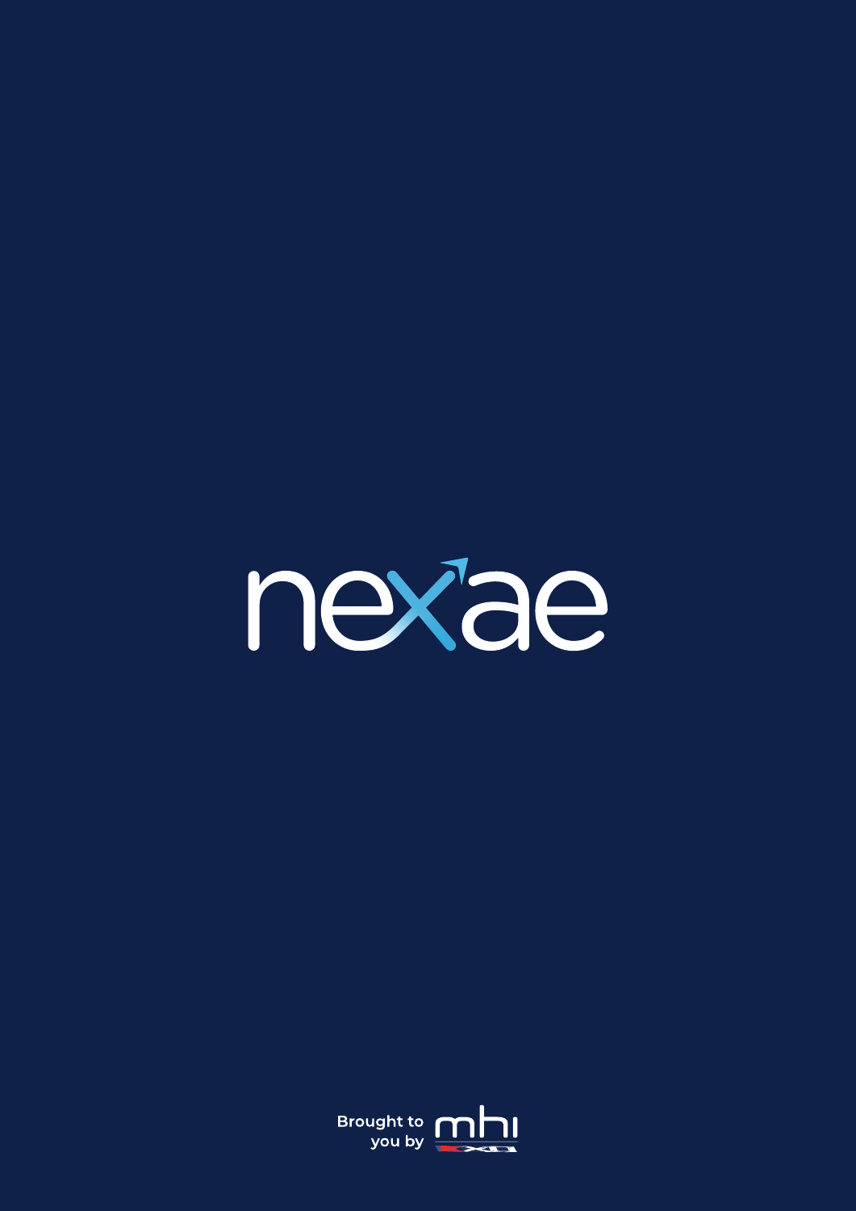# nexae

Brought to you by mhi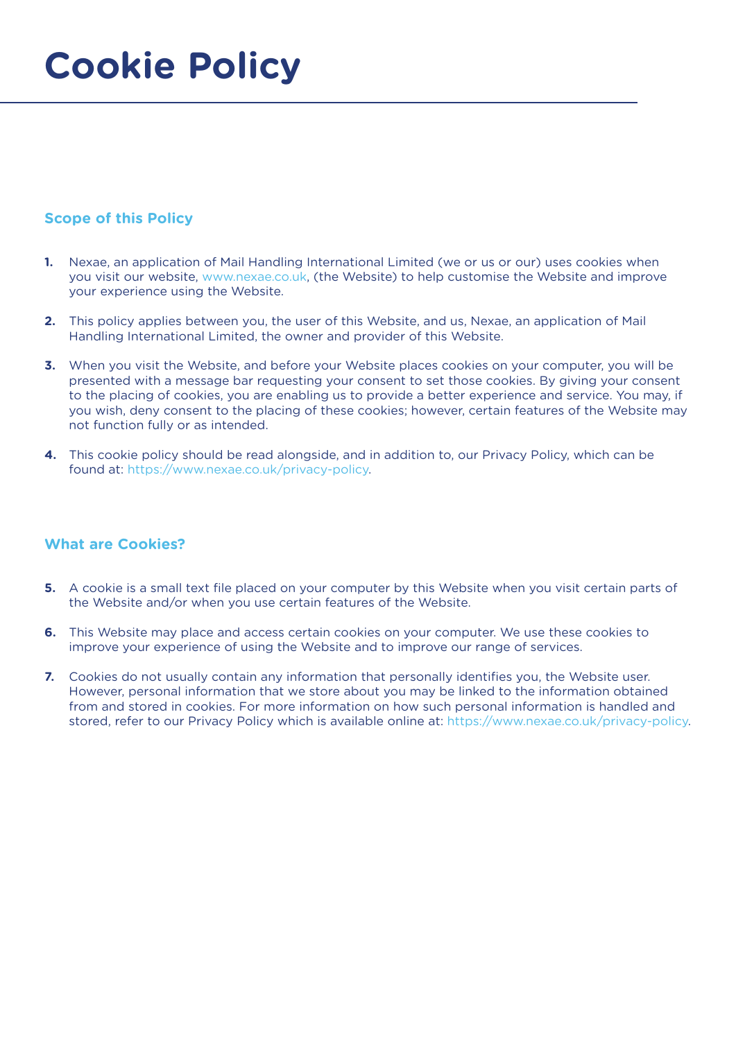# Cookie Policy

## Scope of this Policy

1. Nexae, an application of Mail Handling International Limited (we or us or our) uses cookies when you visit our website, www.nexae.co.uk, (the Website) to help customise the Website and improve your experience using the Website.

2. This policy applies between you, the user of this Website, and us, Nexae, an application of Mail Handling International Limited, the owner and provider of this Website.

3. When you visit the Website, and before your Website places cookies on your computer, you will be presented with a message bar requesting your consent to set those cookies. By giving your consent to the placing of cookies, you are enabling us to provide a better experience and service. You may, if you wish, deny consent to the placing of these cookies; however, certain features of the Website may not function fully or as intended.

4. This cookie policy should be read alongside, and in addition to, our Privacy Policy, which can be found at: https://www.nexae.co.uk/privacy-policy.

## What are Cookies?

5. A cookie is a small text file placed on your computer by this Website when you visit certain parts of the Website and/or when you use certain features of the Website.

6. This Website may place and access certain cookies on your computer. We use these cookies to improve your experience of using the Website and to improve our range of services.

7. Cookies do not usually contain any information that personally identifies you, the Website user. However, personal information that we store about you may be linked to the information obtained from and stored in cookies. For more information on how such personal information is handled and stored, refer to our Privacy Policy which is available online at: https://www.nexae.co.uk/privacy-policy.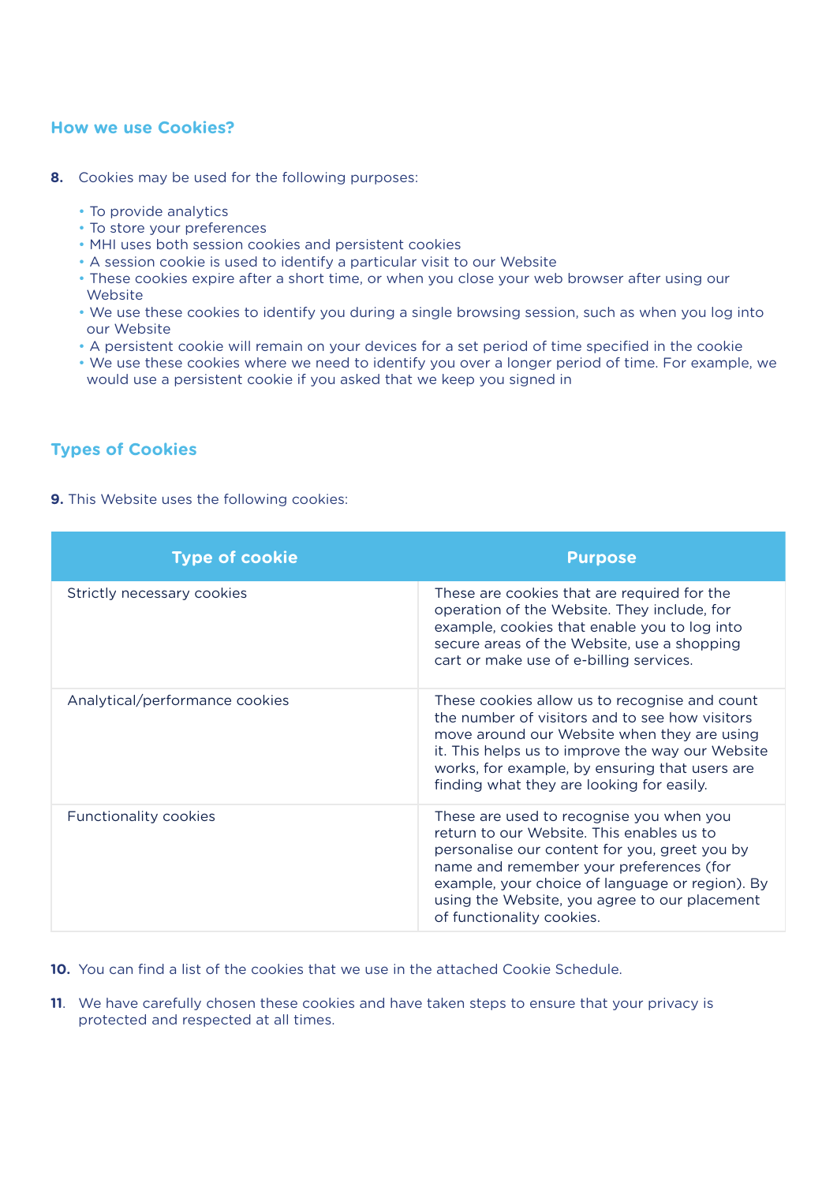## How we use Cookies?

**8.** Cookies may be used for the following purposes:

- To provide analytics
- To store your preferences
- MHI uses both session cookies and persistent cookies
- A session cookie is used to identify a particular visit to our Website
- These cookies expire after a short time, or when you close your web browser after using our Website
- We use these cookies to identify you during a single browsing session, such as when you log into our Website
- A persistent cookie will remain on your devices for a set period of time specified in the cookie
- We use these cookies where we need to identify you over a longer period of time. For example, we would use a persistent cookie if you asked that we keep you signed in

## Types of Cookies

**9.** This Website uses the following cookies:

| Type of cookie | Purpose |
| --- | --- |
| Strictly necessary cookies | These are cookies that are required for the operation of the Website. They include, for example, cookies that enable you to log into secure areas of the Website, use a shopping cart or make use of e-billing services. |
| Analytical/performance cookies | These cookies allow us to recognise and count the number of visitors and to see how visitors move around our Website when they are using it. This helps us to improve the way our Website works, for example, by ensuring that users are finding what they are looking for easily. |
| Functionality cookies | These are used to recognise you when you return to our Website. This enables us to personalise our content for you, greet you by name and remember your preferences (for example, your choice of language or region). By using the Website, you agree to our placement of functionality cookies. |

**10.** You can find a list of the cookies that we use in the attached Cookie Schedule.

**11**. We have carefully chosen these cookies and have taken steps to ensure that your privacy is protected and respected at all times.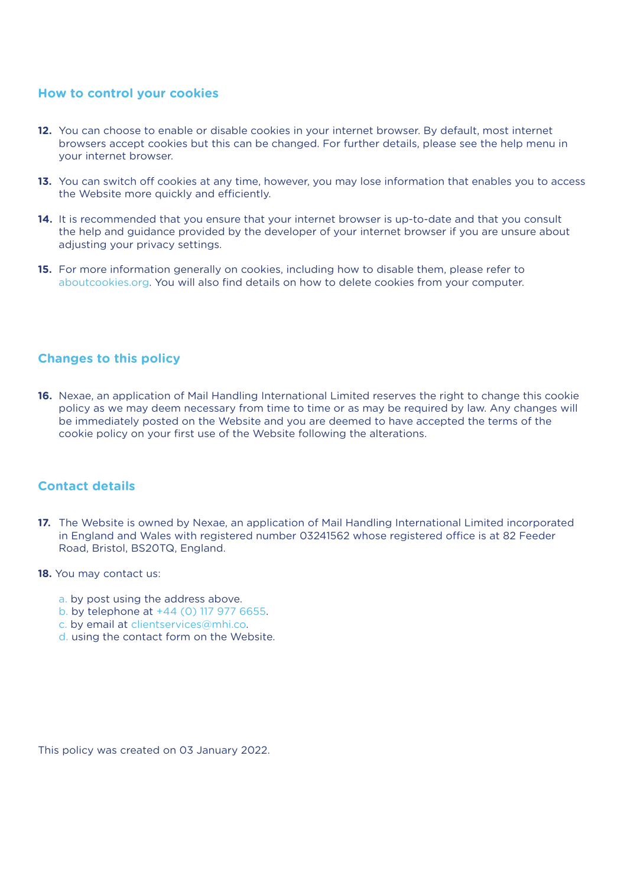## How to control your cookies

**12.** You can choose to enable or disable cookies in your internet browser. By default, most internet browsers accept cookies but this can be changed. For further details, please see the help menu in your internet browser.

**13.** You can switch off cookies at any time, however, you may lose information that enables you to access the Website more quickly and efficiently.

**14.** It is recommended that you ensure that your internet browser is up-to-date and that you consult the help and guidance provided by the developer of your internet browser if you are unsure about adjusting your privacy settings.

**15.** For more information generally on cookies, including how to disable them, please refer to aboutcookies.org. You will also find details on how to delete cookies from your computer.

## Changes to this policy

**16.** Nexae, an application of Mail Handling International Limited reserves the right to change this cookie policy as we may deem necessary from time to time or as may be required by law. Any changes will be immediately posted on the Website and you are deemed to have accepted the terms of the cookie policy on your first use of the Website following the alterations.

## Contact details

**17.** The Website is owned by Nexae, an application of Mail Handling International Limited incorporated in England and Wales with registered number 03241562 whose registered office is at 82 Feeder Road, Bristol, BS20TQ, England.

**18.** You may contact us:

a. by post using the address above.
b. by telephone at +44 (0) 117 977 6655.
c. by email at clientservices@mhi.co.
d. using the contact form on the Website.

This policy was created on 03 January 2022.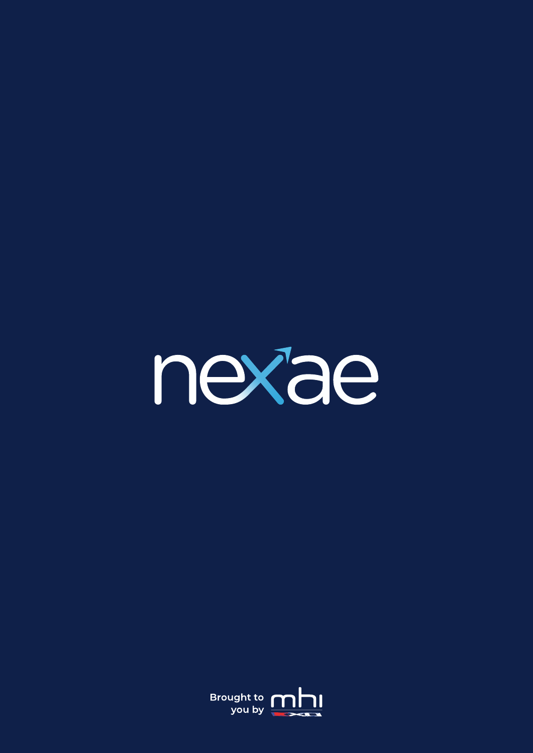nexae

Brought to you by mhi